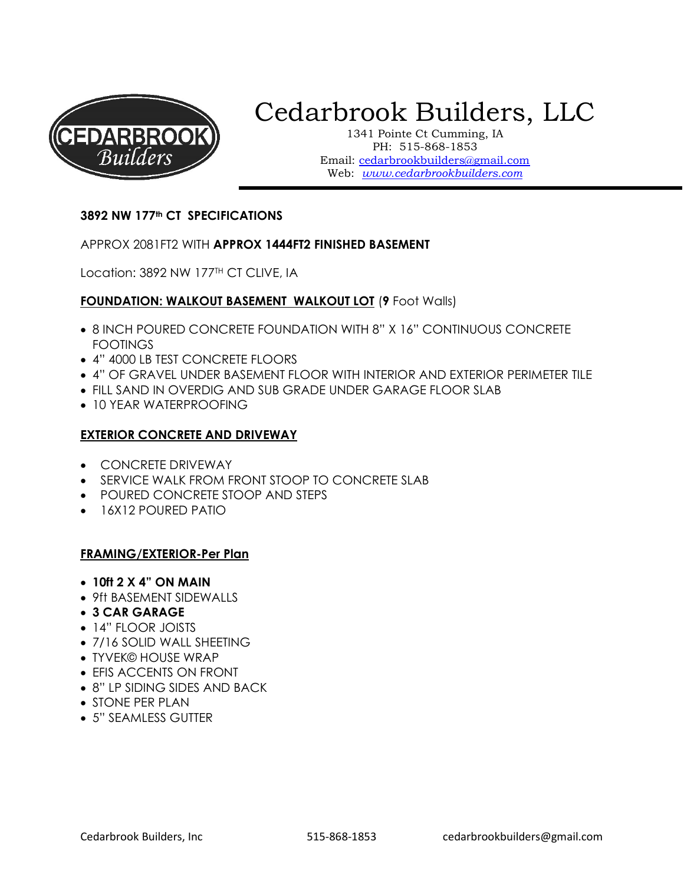# Cedarbrook Builders, LLC

1341 Pointe Ct Cumming, IA
PH: 515-868-1853
Email: cedarbrookbuilders@gmail.com
Web: *www.cedarbrookbuilders.com*

**3892 NW 177th CT SPECIFICATIONS**

APPROX 2081FT2 WITH **APPROX 1444FT2 FINISHED BASEMENT**

Location: 3892 NW 177TH CT CLIVE, IA

**FOUNDATION: WALKOUT BASEMENT WALKOUT LOT** (**9** Foot Walls)

- 8 INCH POURED CONCRETE FOUNDATION WITH 8" X 16" CONTINUOUS CONCRETE FOOTINGS
- 4" 4000 LB TEST CONCRETE FLOORS
- 4" OF GRAVEL UNDER BASEMENT FLOOR WITH INTERIOR AND EXTERIOR PERIMETER TILE
- FILL SAND IN OVERDIG AND SUB GRADE UNDER GARAGE FLOOR SLAB
- 10 YEAR WATERPROOFING

**EXTERIOR CONCRETE AND DRIVEWAY**

- CONCRETE DRIVEWAY
- SERVICE WALK FROM FRONT STOOP TO CONCRETE SLAB
- POURED CONCRETE STOOP AND STEPS
- 16X12 POURED PATIO

**FRAMING/EXTERIOR-Per Plan**

- **10ft 2 X 4" ON MAIN**
- 9ft BASEMENT SIDEWALLS
- **3 CAR GARAGE**
- 14" FLOOR JOISTS
- 7/16 SOLID WALL SHEETING
- TYVEK© HOUSE WRAP
- EFIS ACCENTS ON FRONT
- 8" LP SIDING SIDES AND BACK
- STONE PER PLAN
- 5" SEAMLESS GUTTER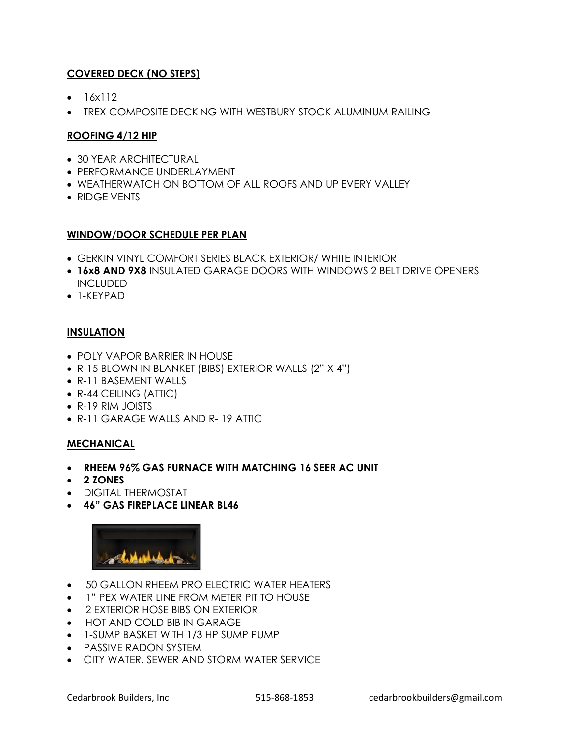**COVERED DECK (NO STEPS)**

- 16x112
- TREX COMPOSITE DECKING WITH WESTBURY STOCK ALUMINUM RAILING

**ROOFING 4/12 HIP**

- 30 YEAR ARCHITECTURAL
- PERFORMANCE UNDERLAYMENT
- WEATHERWATCH ON BOTTOM OF ALL ROOFS AND UP EVERY VALLEY
- RIDGE VENTS

**WINDOW/DOOR SCHEDULE PER PLAN**

- GERKIN VINYL COMFORT SERIES BLACK EXTERIOR/ WHITE INTERIOR
- **16x8 AND 9X8** INSULATED GARAGE DOORS WITH WINDOWS 2 BELT DRIVE OPENERS INCLUDED
- 1-KEYPAD

**INSULATION**

- POLY VAPOR BARRIER IN HOUSE
- R-15 BLOWN IN BLANKET (BIBS) EXTERIOR WALLS (2" X 4")
- R-11 BASEMENT WALLS
- R-44 CEILING (ATTIC)
- R-19 RIM JOISTS
- R-11 GARAGE WALLS AND R- 19 ATTIC

**MECHANICAL**

- **RHEEM 96% GAS FURNACE WITH MATCHING 16 SEER AC UNIT**
- **2 ZONES**
- DIGITAL THERMOSTAT
- **46" GAS FIREPLACE LINEAR BL46**
- 50 GALLON RHEEM PRO ELECTRIC WATER HEATERS
- 1" PEX WATER LINE FROM METER PIT TO HOUSE
- 2 EXTERIOR HOSE BIBS ON EXTERIOR
- HOT AND COLD BIB IN GARAGE
- 1-SUMP BASKET WITH 1/3 HP SUMP PUMP
- PASSIVE RADON SYSTEM
- CITY WATER, SEWER AND STORM WATER SERVICE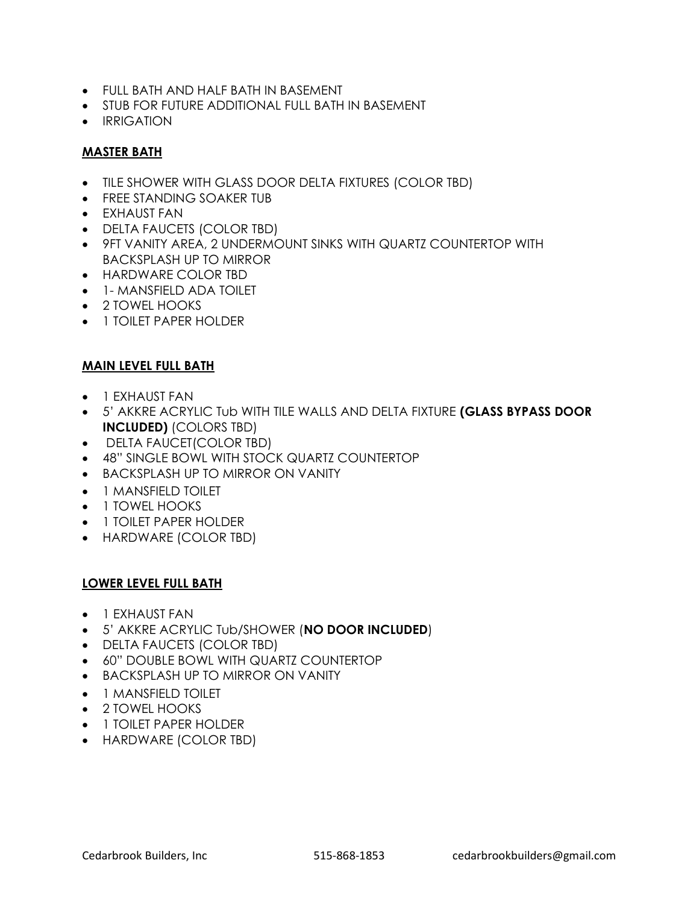- FULL BATH AND HALF BATH IN BASEMENT
- STUB FOR FUTURE ADDITIONAL FULL BATH IN BASEMENT
- IRRIGATION

## MASTER BATH

- TILE SHOWER WITH GLASS DOOR DELTA FIXTURES (COLOR TBD)
- FREE STANDING SOAKER TUB
- EXHAUST FAN
- DELTA FAUCETS (COLOR TBD)
- 9FT VANITY AREA, 2 UNDERMOUNT SINKS WITH QUARTZ COUNTERTOP WITH BACKSPLASH UP TO MIRROR
- HARDWARE COLOR TBD
- 1- MANSFIELD ADA TOILET
- 2 TOWEL HOOKS
- 1 TOILET PAPER HOLDER

## MAIN LEVEL FULL BATH

- 1 EXHAUST FAN
- 5' AKKRE ACRYLIC Tub WITH TILE WALLS AND DELTA FIXTURE **(GLASS BYPASS DOOR INCLUDED)** (COLORS TBD)
- DELTA FAUCET(COLOR TBD)
- 48" SINGLE BOWL WITH STOCK QUARTZ COUNTERTOP
- BACKSPLASH UP TO MIRROR ON VANITY
- 1 MANSFIELD TOILET
- 1 TOWEL HOOKS
- 1 TOILET PAPER HOLDER
- HARDWARE (COLOR TBD)

## LOWER LEVEL FULL BATH

- 1 EXHAUST FAN
- 5' AKKRE ACRYLIC Tub/SHOWER (**NO DOOR INCLUDED**)
- DELTA FAUCETS (COLOR TBD)
- 60" DOUBLE BOWL WITH QUARTZ COUNTERTOP
- BACKSPLASH UP TO MIRROR ON VANITY
- 1 MANSFIELD TOILET
- 2 TOWEL HOOKS
- 1 TOILET PAPER HOLDER
- HARDWARE (COLOR TBD)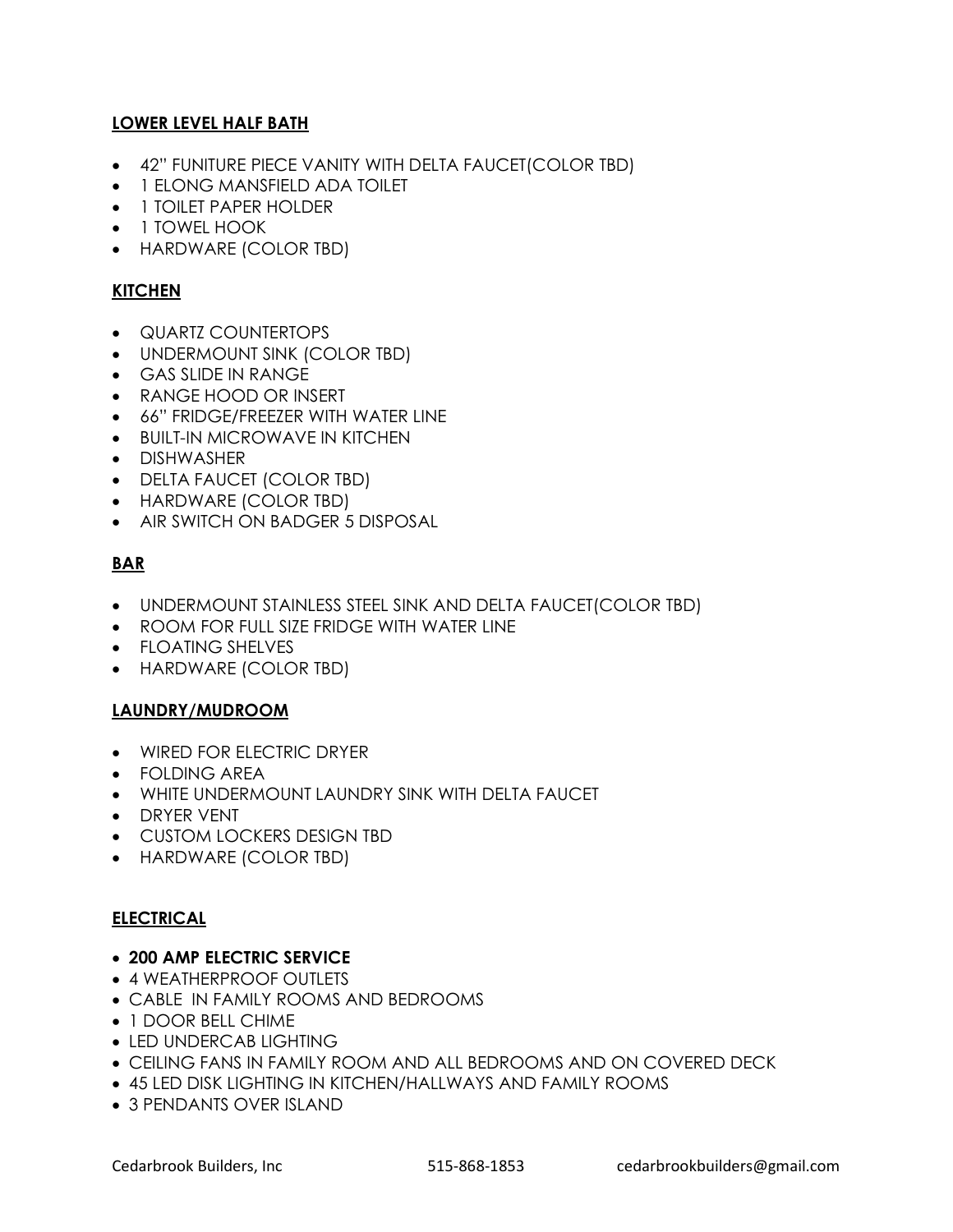## LOWER LEVEL HALF BATH

- 42" FUNITURE PIECE VANITY WITH DELTA FAUCET(COLOR TBD)
- 1 ELONG MANSFIELD ADA TOILET
- 1 TOILET PAPER HOLDER
- 1 TOWEL HOOK
- HARDWARE (COLOR TBD)

## KITCHEN

- QUARTZ COUNTERTOPS
- UNDERMOUNT SINK (COLOR TBD)
- GAS SLIDE IN RANGE
- RANGE HOOD OR INSERT
- 66" FRIDGE/FREEZER WITH WATER LINE
- BUILT-IN MICROWAVE IN KITCHEN
- DISHWASHER
- DELTA FAUCET (COLOR TBD)
- HARDWARE (COLOR TBD)
- AIR SWITCH ON BADGER 5 DISPOSAL

## BAR

- UNDERMOUNT STAINLESS STEEL SINK AND DELTA FAUCET(COLOR TBD)
- ROOM FOR FULL SIZE FRIDGE WITH WATER LINE
- FLOATING SHELVES
- HARDWARE (COLOR TBD)

## LAUNDRY/MUDROOM

- WIRED FOR ELECTRIC DRYER
- FOLDING AREA
- WHITE UNDERMOUNT LAUNDRY SINK WITH DELTA FAUCET
- DRYER VENT
- CUSTOM LOCKERS DESIGN TBD
- HARDWARE (COLOR TBD)

## ELECTRICAL

- **200 AMP ELECTRIC SERVICE**
- 4 WEATHERPROOF OUTLETS
- CABLE IN FAMILY ROOMS AND BEDROOMS
- 1 DOOR BELL CHIME
- LED UNDERCAB LIGHTING
- CEILING FANS IN FAMILY ROOM AND ALL BEDROOMS AND ON COVERED DECK
- 45 LED DISK LIGHTING IN KITCHEN/HALLWAYS AND FAMILY ROOMS
- 3 PENDANTS OVER ISLAND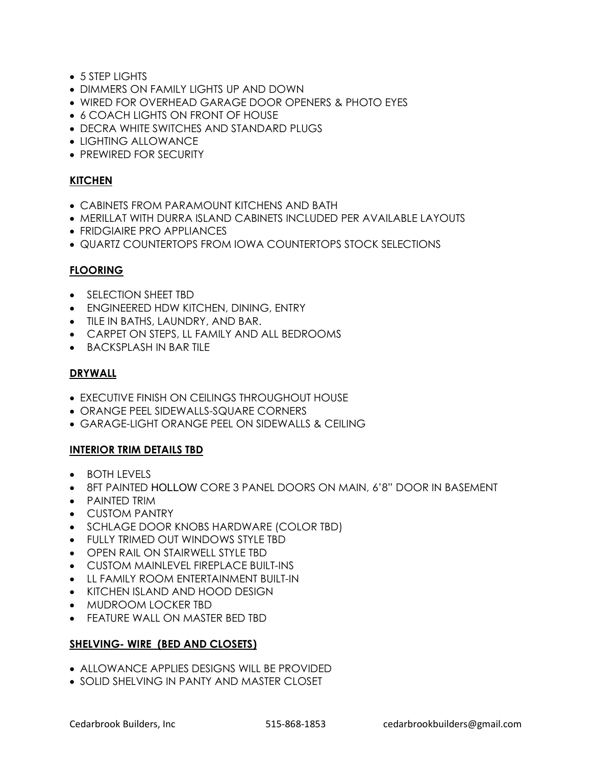- 5 STEP LIGHTS
- DIMMERS ON FAMILY LIGHTS UP AND DOWN
- WIRED FOR OVERHEAD GARAGE DOOR OPENERS & PHOTO EYES
- 6 COACH LIGHTS ON FRONT OF HOUSE
- DECRA WHITE SWITCHES AND STANDARD PLUGS
- LIGHTING ALLOWANCE
- PREWIRED FOR SECURITY

**KITCHEN**

- CABINETS FROM PARAMOUNT KITCHENS AND BATH
- MERILLAT WITH DURRA ISLAND CABINETS INCLUDED PER AVAILABLE LAYOUTS
- FRIDGIAIRE PRO APPLIANCES
- QUARTZ COUNTERTOPS FROM IOWA COUNTERTOPS STOCK SELECTIONS

**FLOORING**

- SELECTION SHEET TBD
- ENGINEERED HDW KITCHEN, DINING, ENTRY
- TILE IN BATHS, LAUNDRY, AND BAR.
- CARPET ON STEPS, LL FAMILY AND ALL BEDROOMS
- BACKSPLASH IN BAR TILE

**DRYWALL**

- EXECUTIVE FINISH ON CEILINGS THROUGHOUT HOUSE
- ORANGE PEEL SIDEWALLS-SQUARE CORNERS
- GARAGE-LIGHT ORANGE PEEL ON SIDEWALLS & CEILING

**INTERIOR TRIM DETAILS TBD**

- BOTH LEVELS
- 8FT PAINTED HOLLOW CORE 3 PANEL DOORS ON MAIN, 6'8" DOOR IN BASEMENT
- PAINTED TRIM
- CUSTOM PANTRY
- SCHLAGE DOOR KNOBS HARDWARE (COLOR TBD)
- FULLY TRIMED OUT WINDOWS STYLE TBD
- OPEN RAIL ON STAIRWELL STYLE TBD
- CUSTOM MAINLEVEL FIREPLACE BUILT-INS
- LL FAMILY ROOM ENTERTAINMENT BUILT-IN
- KITCHEN ISLAND AND HOOD DESIGN
- MUDROOM LOCKER TBD
- FEATURE WALL ON MASTER BED TBD

**SHELVING- WIRE (BED AND CLOSETS)**

- ALLOWANCE APPLIES DESIGNS WILL BE PROVIDED
- SOLID SHELVING IN PANTY AND MASTER CLOSET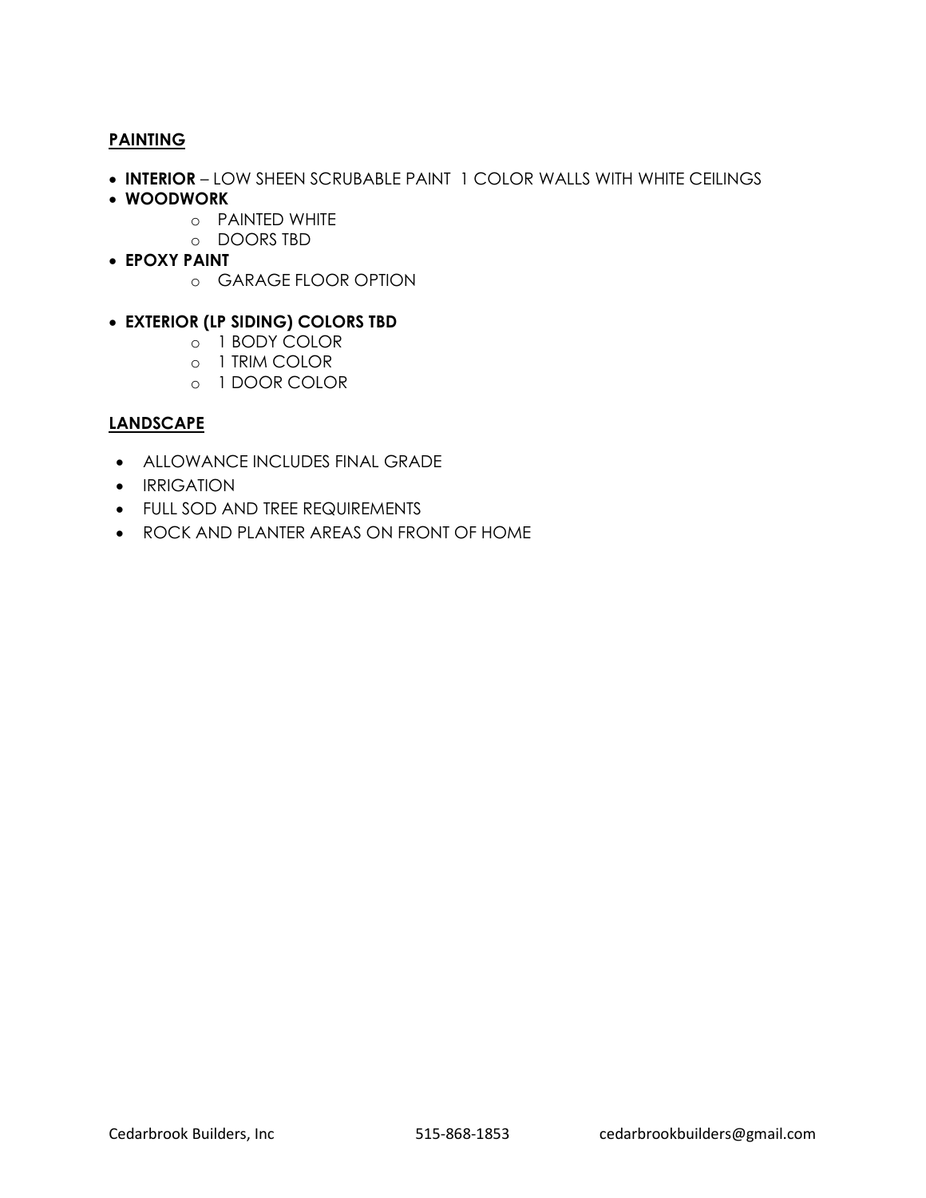## PAINTING

- **INTERIOR** – LOW SHEEN SCRUBABLE PAINT 1 COLOR WALLS WITH WHITE CEILINGS
- **WOODWORK**
  - PAINTED WHITE
  - DOORS TBD
- **EPOXY PAINT**
  - GARAGE FLOOR OPTION
- **EXTERIOR (LP SIDING) COLORS TBD**
  - 1 BODY COLOR
  - 1 TRIM COLOR
  - 1 DOOR COLOR

## LANDSCAPE

- ALLOWANCE INCLUDES FINAL GRADE
- IRRIGATION
- FULL SOD AND TREE REQUIREMENTS
- ROCK AND PLANTER AREAS ON FRONT OF HOME